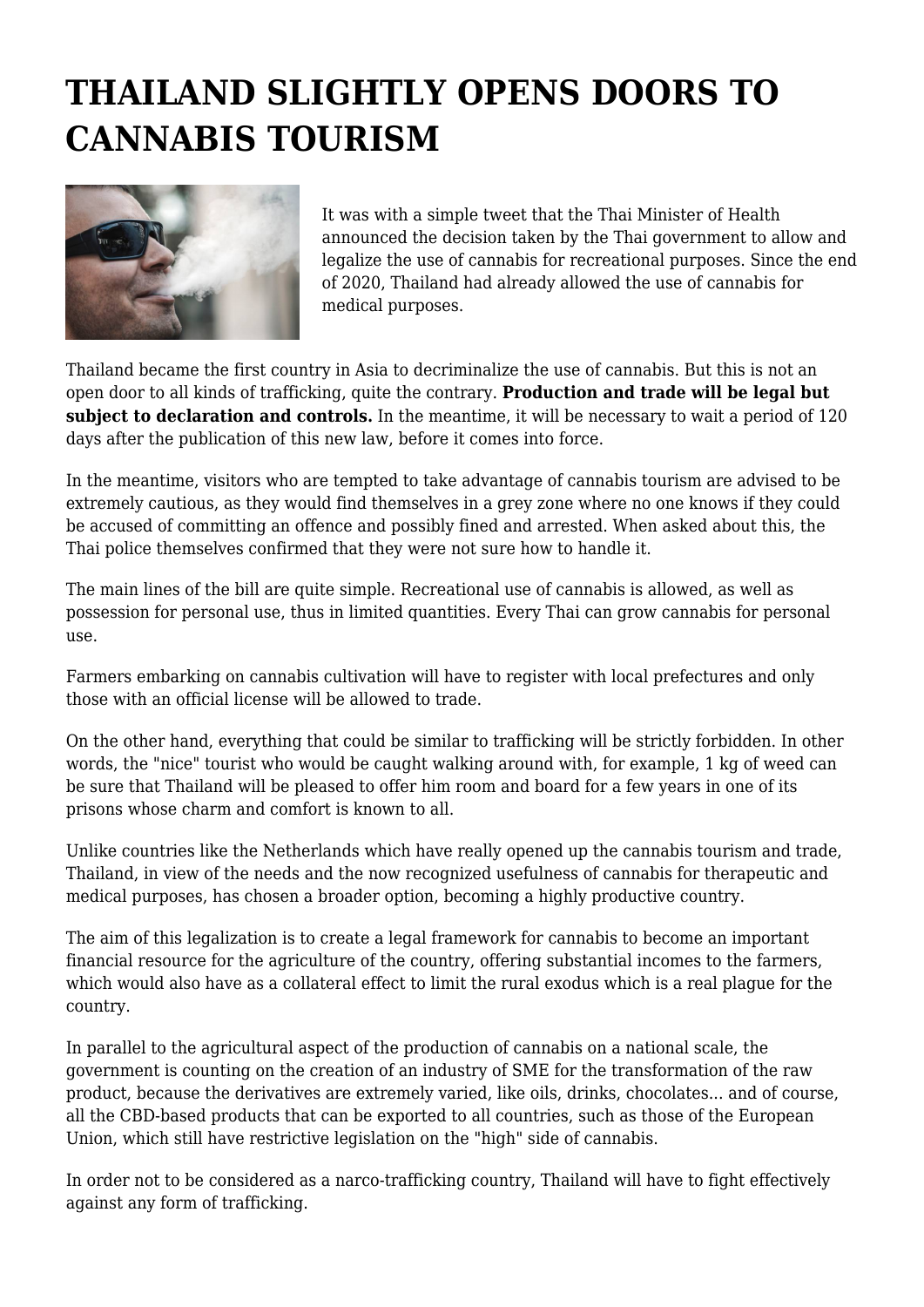# THAILAND SLIGHTLY OPENS DOORS TO CANNABIS TOURISM

It was with a simple tweet that the Thai Minister of Health announced the decision taken by the Thai government to allow and legalize the use of cannabis for recreational purposes. Since the end of 2020, Thailand had already allowed the use of cannabis for medical purposes.

Thailand became the first country in Asia to decriminalize the use of cannabis. But this is not an open door to all kinds of trafficking, quite the contrary. **Production and trade will be legal but subject to declaration and controls.** In the meantime, it will be necessary to wait a period of 120 days after the publication of this new law, before it comes into force.

In the meantime, visitors who are tempted to take advantage of cannabis tourism are advised to be extremely cautious, as they would find themselves in a grey zone where no one knows if they could be accused of committing an offence and possibly fined and arrested. When asked about this, the Thai police themselves confirmed that they were not sure how to handle it.

The main lines of the bill are quite simple. Recreational use of cannabis is allowed, as well as possession for personal use, thus in limited quantities. Every Thai can grow cannabis for personal use.

Farmers embarking on cannabis cultivation will have to register with local prefectures and only those with an official license will be allowed to trade.

On the other hand, everything that could be similar to trafficking will be strictly forbidden. In other words, the "nice" tourist who would be caught walking around with, for example, 1 kg of weed can be sure that Thailand will be pleased to offer him room and board for a few years in one of its prisons whose charm and comfort is known to all.

Unlike countries like the Netherlands which have really opened up the cannabis tourism and trade, Thailand, in view of the needs and the now recognized usefulness of cannabis for therapeutic and medical purposes, has chosen a broader option, becoming a highly productive country.

The aim of this legalization is to create a legal framework for cannabis to become an important financial resource for the agriculture of the country, offering substantial incomes to the farmers, which would also have as a collateral effect to limit the rural exodus which is a real plague for the country.

In parallel to the agricultural aspect of the production of cannabis on a national scale, the government is counting on the creation of an industry of SME for the transformation of the raw product, because the derivatives are extremely varied, like oils, drinks, chocolates... and of course, all the CBD-based products that can be exported to all countries, such as those of the European Union, which still have restrictive legislation on the "high" side of cannabis.

In order not to be considered as a narco-trafficking country, Thailand will have to fight effectively against any form of trafficking.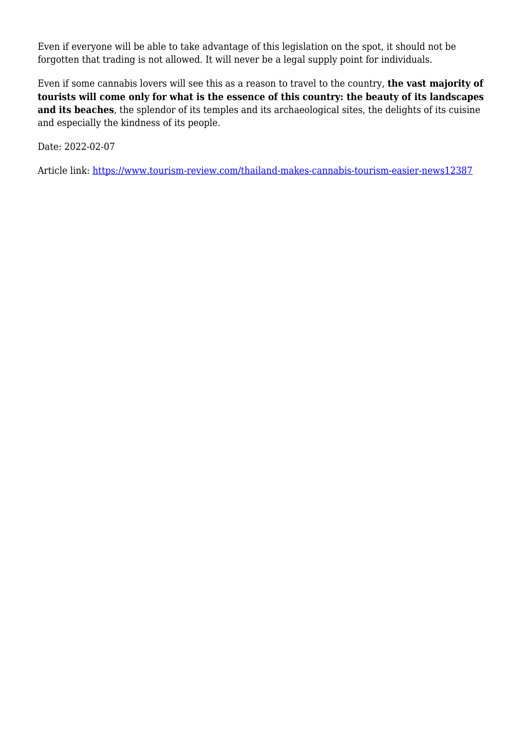Even if everyone will be able to take advantage of this legislation on the spot, it should not be forgotten that trading is not allowed. It will never be a legal supply point for individuals.

Even if some cannabis lovers will see this as a reason to travel to the country, **the vast majority of tourists will come only for what is the essence of this country: the beauty of its landscapes and its beaches**, the splendor of its temples and its archaeological sites, the delights of its cuisine and especially the kindness of its people.

Date: 2022-02-07

Article link: https://www.tourism-review.com/thailand-makes-cannabis-tourism-easier-news12387